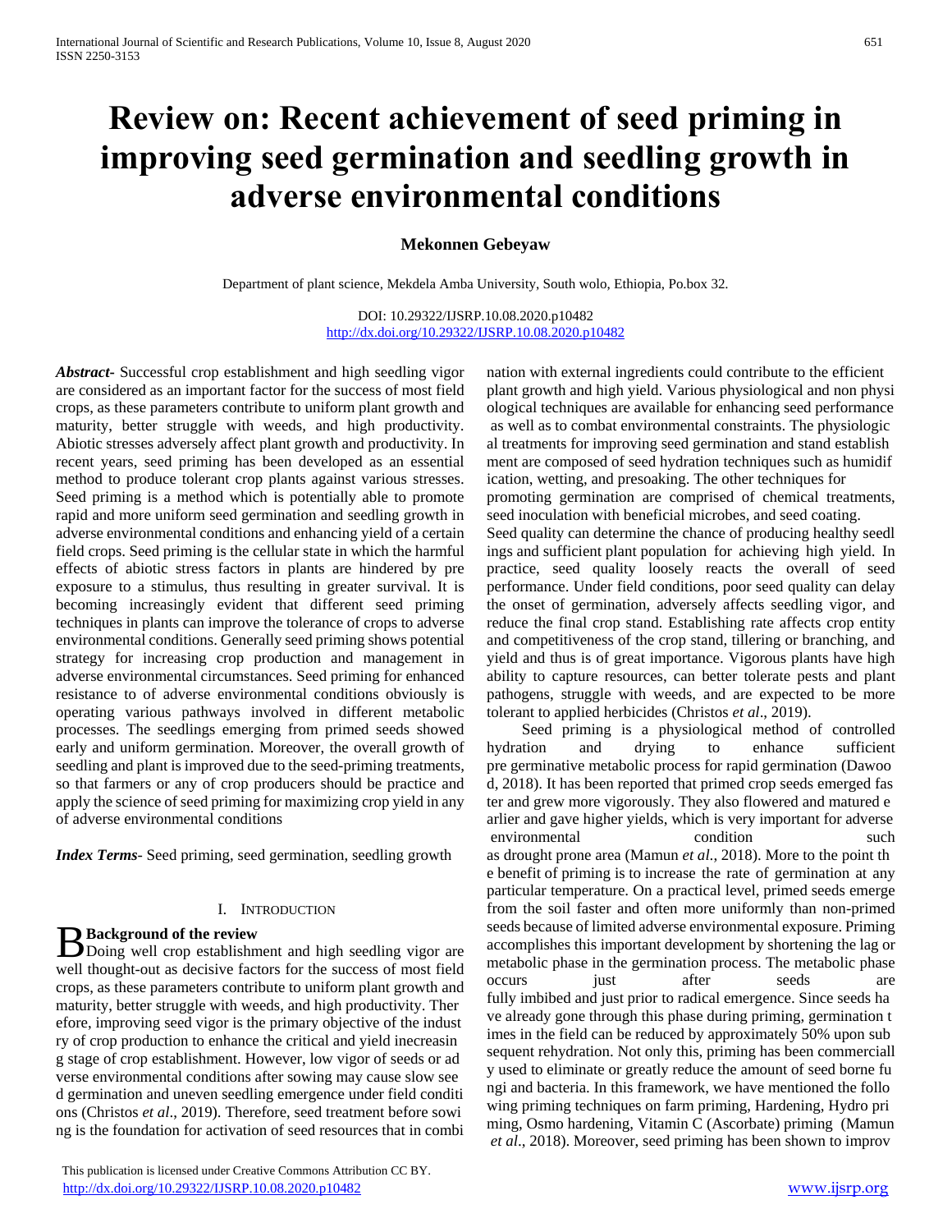# Review on: Recent achievement of seed priming in improving seed germination and seedling growth in adverse environmental conditions

**Mekonnen Gebeyaw**

Department of plant science, Mekdela Amba University, South wolo, Ethiopia, Po.box 32.

DOI: 10.29322/IJSRP.10.08.2020.p10482
http://dx.doi.org/10.29322/IJSRP.10.08.2020.p10482

***Abstract*-** Successful crop establishment and high seedling vigor are considered as an important factor for the success of most field crops, as these parameters contribute to uniform plant growth and maturity, better struggle with weeds, and high productivity. Abiotic stresses adversely affect plant growth and productivity. In recent years, seed priming has been developed as an essential method to produce tolerant crop plants against various stresses. Seed priming is a method which is potentially able to promote rapid and more uniform seed germination and seedling growth in adverse environmental conditions and enhancing yield of a certain field crops. Seed priming is the cellular state in which the harmful effects of abiotic stress factors in plants are hindered by pre exposure to a stimulus, thus resulting in greater survival. It is becoming increasingly evident that different seed priming techniques in plants can improve the tolerance of crops to adverse environmental conditions. Generally seed priming shows potential strategy for increasing crop production and management in adverse environmental circumstances. Seed priming for enhanced resistance to of adverse environmental conditions obviously is operating various pathways involved in different metabolic processes. The seedlings emerging from primed seeds showed early and uniform germination. Moreover, the overall growth of seedling and plant is improved due to the seed-priming treatments, so that farmers or any of crop producers should be practice and apply the science of seed priming for maximizing crop yield in any of adverse environmental conditions

***Index Terms*-** Seed priming, seed germination, seedling growth

## I. Introduction

### Background of the review

Doing well crop establishment and high seedling vigor are well thought-out as decisive factors for the success of most field crops, as these parameters contribute to uniform plant growth and maturity, better struggle with weeds, and high productivity. Therefore, improving seed vigor is the primary objective of the industry of crop production to enhance the critical and yield increasing stage of crop establishment. However, low vigor of seeds or adverse environmental conditions after sowing may cause slow seed germination and uneven seedling emergence under field conditions (Christos *et al*., 2019). Therefore, seed treatment before sowing is the foundation for activation of seed resources that in combination with external ingredients could contribute to the efficient plant growth and high yield. Various physiological and non physiological techniques are available for enhancing seed performance as well as to combat environmental constraints. The physiological treatments for improving seed germination and stand establishment are composed of seed hydration techniques such as humidification, wetting, and presoaking. The other techniques for promoting germination are comprised of chemical treatments, seed inoculation with beneficial microbes, and seed coating.

Seed quality can determine the chance of producing healthy seedlings and sufficient plant population for achieving high yield. In practice, seed quality loosely reacts the overall of seed performance. Under field conditions, poor seed quality can delay the onset of germination, adversely affects seedling vigor, and reduce the final crop stand. Establishing rate affects crop entity and competitiveness of the crop stand, tillering or branching, and yield and thus is of great importance. Vigorous plants have high ability to capture resources, can better tolerate pests and plant pathogens, struggle with weeds, and are expected to be more tolerant to applied herbicides (Christos *et al*., 2019).

Seed priming is a physiological method of controlled hydration and drying to enhance sufficient pre germinative metabolic process for rapid germination (Dawood, 2018). It has been reported that primed crop seeds emerged faster and grew more vigorously. They also flowered and matured earlier and gave higher yields, which is very important for adverse environmental condition such as drought prone area (Mamun *et al*., 2018). More to the point the benefit of priming is to increase the rate of germination at any particular temperature. On a practical level, primed seeds emerge from the soil faster and often more uniformly than non-primed seeds because of limited adverse environmental exposure. Priming accomplishes this important development by shortening the lag or metabolic phase in the germination process. The metabolic phase occurs just after seeds are fully imbibed and just prior to radical emergence. Since seeds have already gone through this phase during priming, germination times in the field can be reduced by approximately 50% upon subsequent rehydration. Not only this, priming has been commercially used to eliminate or greatly reduce the amount of seed borne fungi and bacteria. In this framework, we have mentioned the following priming techniques on farm priming, Hardening, Hydro priming, Osmo hardening, Vitamin C (Ascorbate) priming (Mamun *et al*., 2018). Moreover, seed priming has been shown to improv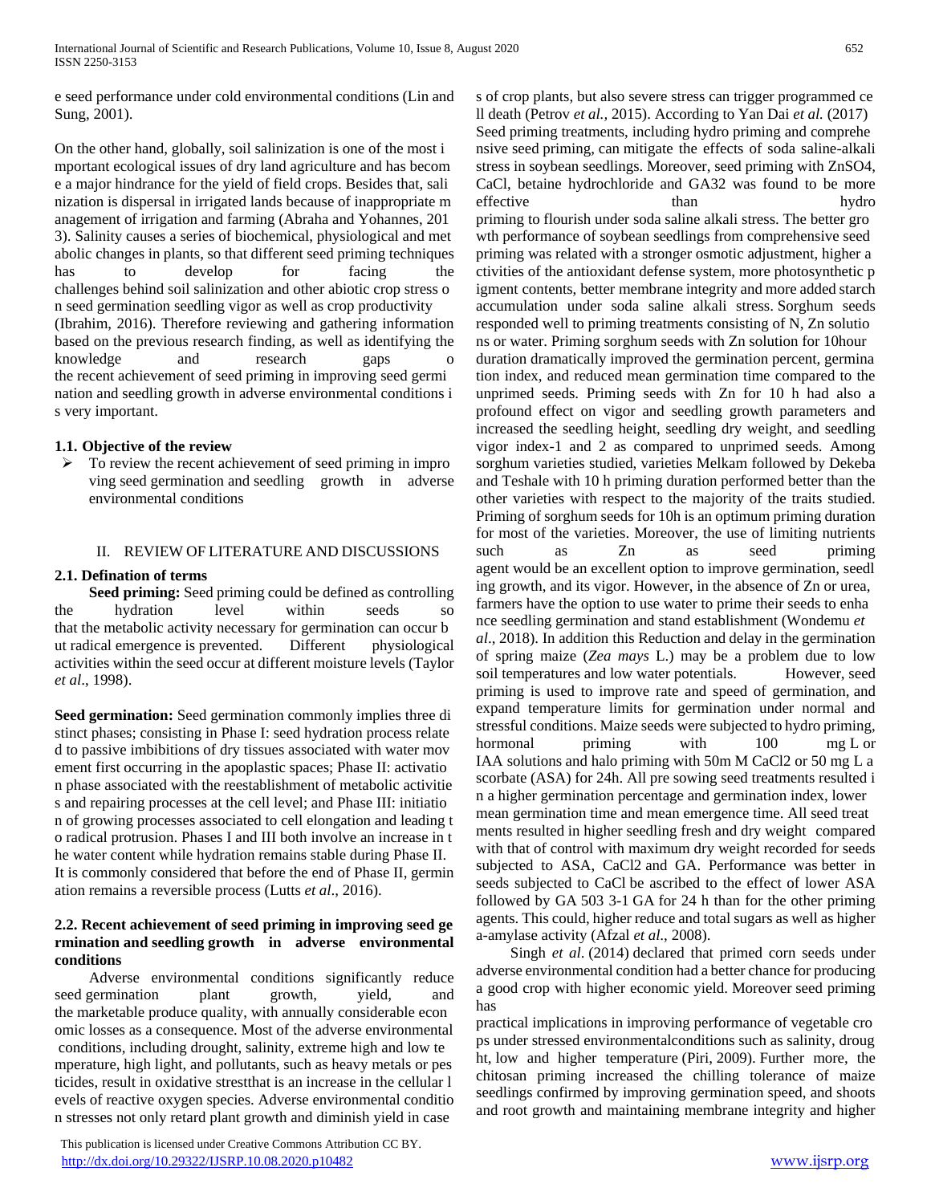e seed performance under cold environmental conditions (Lin and Sung, 2001).

On the other hand, globally, soil salinization is one of the most important ecological issues of dry land agriculture and has become a major hindrance for the yield of field crops. Besides that, salinization is dispersal in irrigated lands because of inappropriate management of irrigation and farming (Abraha and Yohannes, 2013). Salinity causes a series of biochemical, physiological and metabolic changes in plants, so that different seed priming techniques has to develop for facing the challenges behind soil salinization and other abiotic crop stress on seed germination seedling vigor as well as crop productivity (Ibrahim, 2016). Therefore reviewing and gathering information based on the previous research finding, as well as identifying the knowledge and research gaps o the recent achievement of seed priming in improving seed germination and seedling growth in adverse environmental conditions is very important.

### 1.1. Objective of the review

- To review the recent achievement of seed priming in improving seed germination and seedling growth in adverse environmental conditions

## II. REVIEW OF LITERATURE AND DISCUSSIONS

### 2.1. Defination of terms

**Seed priming:** Seed priming could be defined as controlling the hydration level within seeds so that the metabolic activity necessary for germination can occur but radical emergence is prevented. Different physiological activities within the seed occur at different moisture levels (Taylor *et al*., 1998).

**Seed germination:** Seed germination commonly implies three distinct phases; consisting in Phase I: seed hydration process related to passive imbibitions of dry tissues associated with water movement first occurring in the apoplastic spaces; Phase II: activation phase associated with the reestablishment of metabolic activities and repairing processes at the cell level; and Phase III: initiation of growing processes associated to cell elongation and leading to radical protrusion. Phases I and III both involve an increase in the water content while hydration remains stable during Phase II. It is commonly considered that before the end of Phase II, germination remains a reversible process (Lutts *et al*., 2016).

### 2.2. Recent achievement of seed priming in improving seed germination and seedling growth in adverse environmental conditions

Adverse environmental conditions significantly reduce seed germination plant growth, yield, and the marketable produce quality, with annually considerable economic losses as a consequence. Most of the adverse environmental conditions, including drought, salinity, extreme high and low temperature, high light, and pollutants, such as heavy metals or pesticides, result in oxidative stressthat is an increase in the cellular levels of reactive oxygen species. Adverse environmental condition stresses not only retard plant growth and diminish yield in cases of crop plants, but also severe stress can trigger programmed cell death (Petrov *et al.*, 2015). According to Yan Dai *et al.* (2017) Seed priming treatments, including hydro priming and comprehensive seed priming, can mitigate the effects of soda saline-alkali stress in soybean seedlings. Moreover, seed priming with ZnSO4, CaCl, betaine hydrochloride and GA32 was found to be more effective than hydro priming to flourish under soda saline alkali stress. The better growth performance of soybean seedlings from comprehensive seed priming was related with a stronger osmotic adjustment, higher activities of the antioxidant defense system, more photosynthetic pigment contents, better membrane integrity and more added starch accumulation under soda saline alkali stress. Sorghum seeds responded well to priming treatments consisting of N, Zn solutions or water. Priming sorghum seeds with Zn solution for 10hour duration dramatically improved the germination percent, germination index, and reduced mean germination time compared to the unprimed seeds. Priming seeds with Zn for 10 h had also a profound effect on vigor and seedling growth parameters and increased the seedling height, seedling dry weight, and seedling vigor index-1 and 2 as compared to unprimed seeds. Among sorghum varieties studied, varieties Melkam followed by Dekeba and Teshale with 10 h priming duration performed better than the other varieties with respect to the majority of the traits studied. Priming of sorghum seeds for 10h is an optimum priming duration for most of the varieties. Moreover, the use of limiting nutrients such as Zn as seed priming agent would be an excellent option to improve germination, seedling growth, and its vigor. However, in the absence of Zn or urea, farmers have the option to use water to prime their seeds to enhance seedling germination and stand establishment (Wondemu *et al*., 2018). In addition this Reduction and delay in the germination of spring maize (*Zea mays* L.) may be a problem due to low soil temperatures and low water potentials. However, seed priming is used to improve rate and speed of germination, and expand temperature limits for germination under normal and stressful conditions. Maize seeds were subjected to hydro priming, hormonal priming with 100 mg L or IAA solutions and halo priming with 50m M CaCl2 or 50 mg L ascorbate (ASA) for 24h. All pre sowing seed treatments resulted in a higher germination percentage and germination index, lower mean germination time and mean emergence time. All seed treatments resulted in higher seedling fresh and dry weight compared with that of control with maximum dry weight recorded for seeds subjected to ASA, CaCl2 and GA. Performance was better in seeds subjected to CaCl be ascribed to the effect of lower ASA followed by GA 503 3-1 GA for 24 h than for the other priming agents. This could, higher reduce and total sugars as well as higher a-amylase activity (Afzal *et al*., 2008).

Singh *et al*. (2014) declared that primed corn seeds under adverse environmental condition had a better chance for producing a good crop with higher economic yield. Moreover seed priming has practical implications in improving performance of vegetable crops under stressed environmentalconditions such as salinity, drought, low and higher temperature (Piri, 2009). Further more, the chitosan priming increased the chilling tolerance of maize seedlings confirmed by improving germination speed, and shoots and root growth and maintaining membrane integrity and higher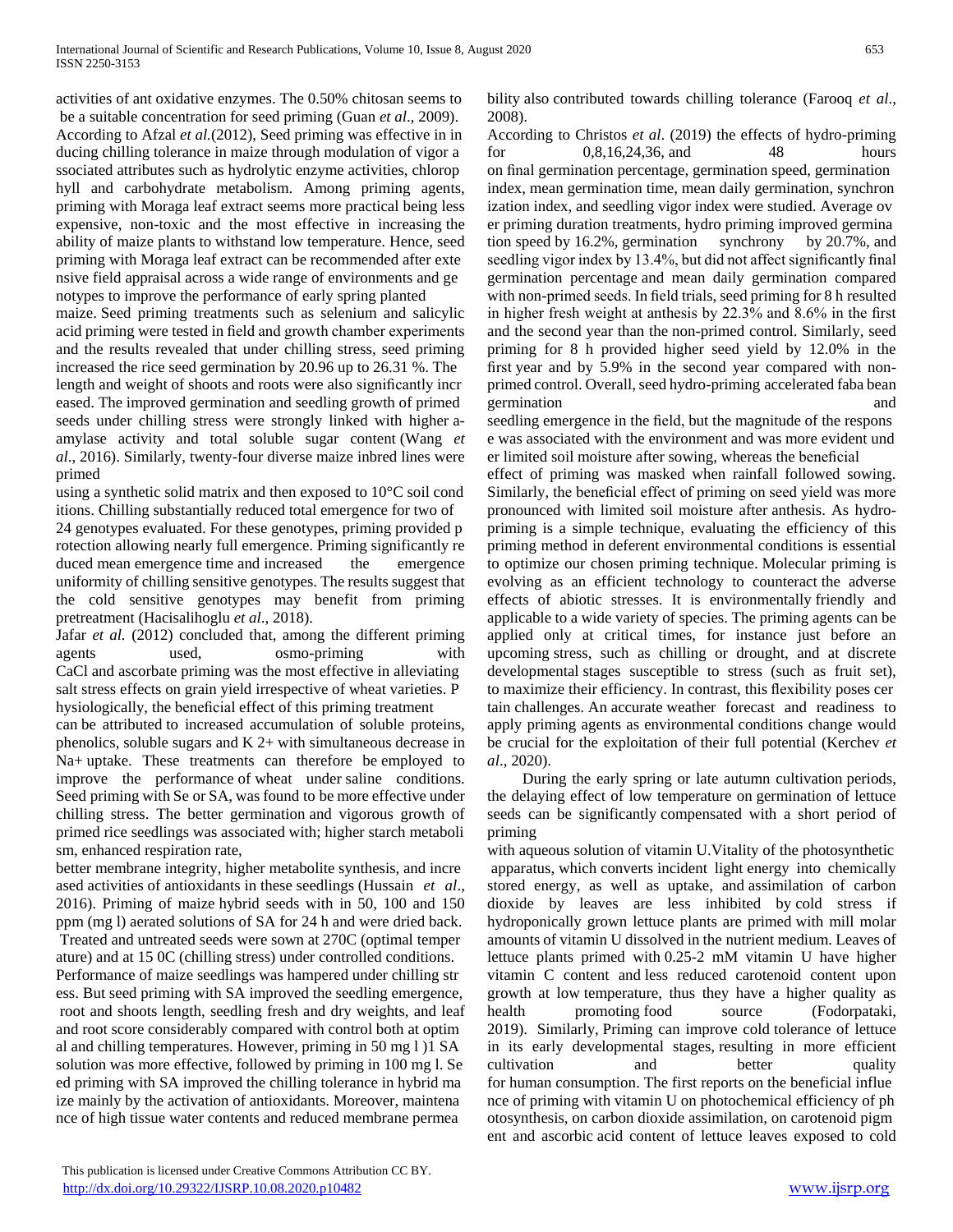activities of ant oxidative enzymes. The 0.50% chitosan seems to be a suitable concentration for seed priming (Guan *et al*., 2009). According to Afzal *et al.*(2012), Seed priming was effective in in ducing chilling tolerance in maize through modulation of vigor a ssociated attributes such as hydrolytic enzyme activities, chlorop hyll and carbohydrate metabolism. Among priming agents, priming with Moraga leaf extract seems more practical being less expensive, non-toxic and the most effective in increasing the ability of maize plants to withstand low temperature. Hence, seed priming with Moraga leaf extract can be recommended after exte nsive field appraisal across a wide range of environments and ge notypes to improve the performance of early spring planted maize. Seed priming treatments such as selenium and salicylic acid priming were tested in field and growth chamber experiments and the results revealed that under chilling stress, seed priming increased the rice seed germination by 20.96 up to 26.31 %. The length and weight of shoots and roots were also significantly incr eased. The improved germination and seedling growth of primed seeds under chilling stress were strongly linked with higher a-amylase activity and total soluble sugar content (Wang *et al*., 2016). Similarly, twenty-four diverse maize inbred lines were primed using a synthetic solid matrix and then exposed to 10°C soil cond itions. Chilling substantially reduced total emergence for two of 24 genotypes evaluated. For these genotypes, priming provided p rotection allowing nearly full emergence. Priming significantly re duced mean emergence time and increased the emergence uniformity of chilling sensitive genotypes. The results suggest that the cold sensitive genotypes may benefit from priming pretreatment (Hacisalihoglu *et al*., 2018).

Jafar *et al.* (2012) concluded that, among the different priming agents used, osmo-priming with CaCl and ascorbate priming was the most effective in alleviating salt stress effects on grain yield irrespective of wheat varieties. P hysiologically, the beneficial effect of this priming treatment can be attributed to increased accumulation of soluble proteins, phenolics, soluble sugars and K 2+ with simultaneous decrease in Na+ uptake. These treatments can therefore be employed to improve the performance of wheat under saline conditions. Seed priming with Se or SA, was found to be more effective under chilling stress. The better germination and vigorous growth of primed rice seedlings was associated with; higher starch metaboli sm, enhanced respiration rate, better membrane integrity, higher metabolite synthesis, and incre ased activities of antioxidants in these seedlings (Hussain *et al*., 2016). Priming of maize hybrid seeds with in 50, 100 and 150 ppm (mg l) aerated solutions of SA for 24 h and were dried back. Treated and untreated seeds were sown at 270C (optimal temper ature) and at 15 0C (chilling stress) under controlled conditions. Performance of maize seedlings was hampered under chilling str ess. But seed priming with SA improved the seedling emergence, root and shoots length, seedling fresh and dry weights, and leaf and root score considerably compared with control both at optim al and chilling temperatures. However, priming in 50 mg l )1 SA solution was more effective, followed by priming in 100 mg l. Se ed priming with SA improved the chilling tolerance in hybrid ma ize mainly by the activation of antioxidants. Moreover, maintena nce of high tissue water contents and reduced membrane permea bility also contributed towards chilling tolerance (Farooq *et al*., 2008).

According to Christos *et al*. (2019) the effects of hydro-priming for 0,8,16,24,36, and 48 hours on final germination percentage, germination speed, germination index, mean germination time, mean daily germination, synchron ization index, and seedling vigor index were studied. Average ov er priming duration treatments, hydro priming improved germina tion speed by 16.2%, germination synchrony by 20.7%, and seedling vigor index by 13.4%, but did not affect significantly final germination percentage and mean daily germination compared with non-primed seeds. In field trials, seed priming for 8 h resulted in higher fresh weight at anthesis by 22.3% and 8.6% in the first and the second year than the non-primed control. Similarly, seed priming for 8 h provided higher seed yield by 12.0% in the first year and by 5.9% in the second year compared with non-primed control. Overall, seed hydro-priming accelerated faba bean germination and seedling emergence in the field, but the magnitude of the respons e was associated with the environment and was more evident und er limited soil moisture after sowing, whereas the beneficial effect of priming was masked when rainfall followed sowing. Similarly, the beneficial effect of priming on seed yield was more pronounced with limited soil moisture after anthesis. As hydro-priming is a simple technique, evaluating the efficiency of this priming method in deferent environmental conditions is essential to optimize our chosen priming technique. Molecular priming is evolving as an efficient technology to counteract the adverse effects of abiotic stresses. It is environmentally friendly and applicable to a wide variety of species. The priming agents can be applied only at critical times, for instance just before an upcoming stress, such as chilling or drought, and at discrete developmental stages susceptible to stress (such as fruit set), to maximize their efficiency. In contrast, this flexibility poses cer tain challenges. An accurate weather forecast and readiness to apply priming agents as environmental conditions change would be crucial for the exploitation of their full potential (Kerchev *et al*., 2020).

During the early spring or late autumn cultivation periods, the delaying effect of low temperature on germination of lettuce seeds can be significantly compensated with a short period of priming with aqueous solution of vitamin U.Vitality of the photosynthetic apparatus, which converts incident light energy into chemically stored energy, as well as uptake, and assimilation of carbon dioxide by leaves are less inhibited by cold stress if hydroponically grown lettuce plants are primed with mill molar amounts of vitamin U dissolved in the nutrient medium. Leaves of lettuce plants primed with 0.25-2 mM vitamin U have higher vitamin C content and less reduced carotenoid content upon growth at low temperature, thus they have a higher quality as health promoting food source (Fodorpataki, 2019). Similarly, Priming can improve cold tolerance of lettuce in its early developmental stages, resulting in more efficient cultivation and better quality for human consumption. The first reports on the beneficial influe nce of priming with vitamin U on photochemical efficiency of ph otosynthesis, on carbon dioxide assimilation, on carotenoid pigm ent and ascorbic acid content of lettuce leaves exposed to cold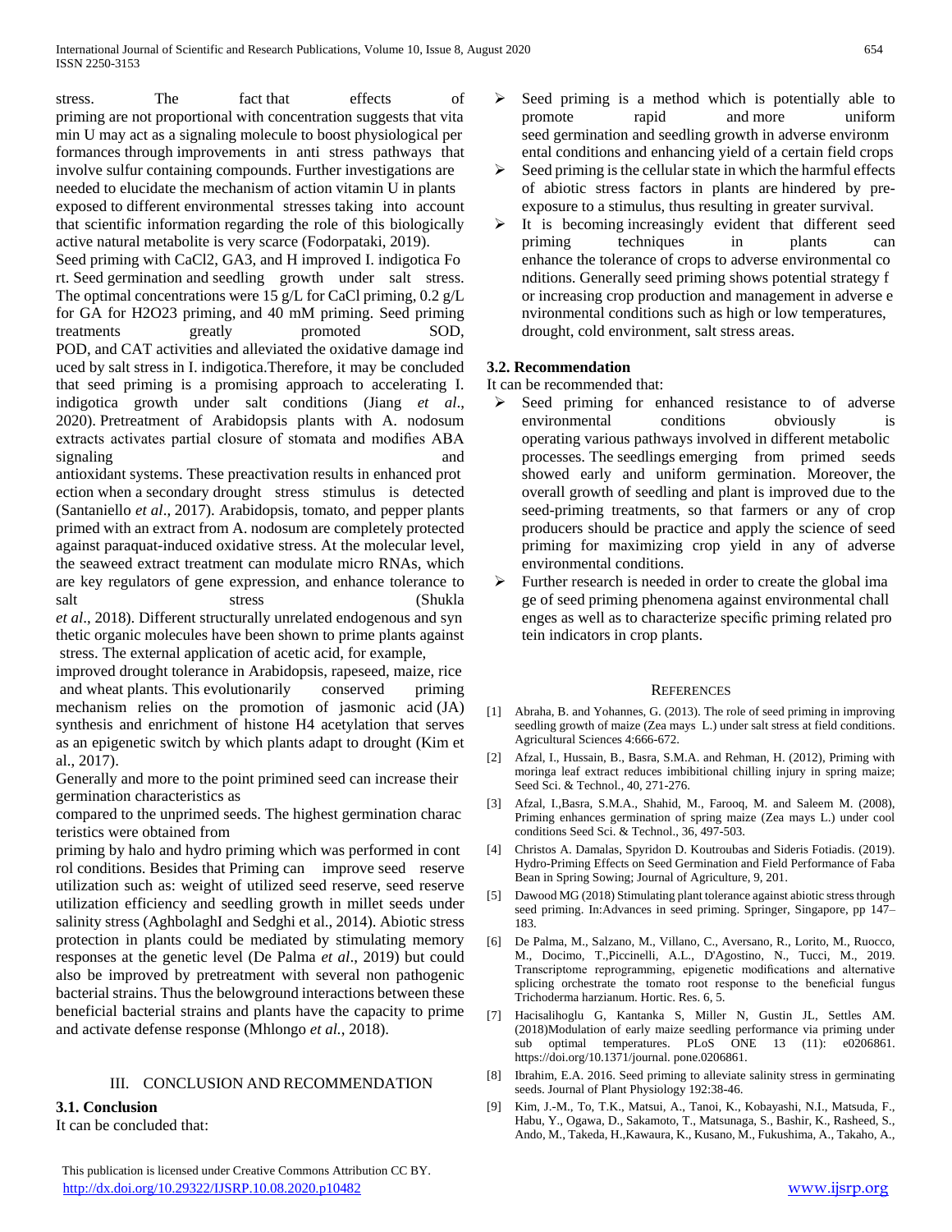stress. The fact that effects of priming are not proportional with concentration suggests that vita min U may act as a signaling molecule to boost physiological per formances through improvements in anti stress pathways that involve sulfur containing compounds. Further investigations are needed to elucidate the mechanism of action vitamin U in plants exposed to different environmental stresses taking into account that scientific information regarding the role of this biologically active natural metabolite is very scarce (Fodorpataki, 2019).

Seed priming with CaCl2, GA3, and H improved I. indigotica Fo rt. Seed germination and seedling growth under salt stress. The optimal concentrations were 15 g/L for CaCl priming, 0.2 g/L for GA for H2O23 priming, and 40 mM priming. Seed priming treatments greatly promoted SOD, POD, and CAT activities and alleviated the oxidative damage ind uced by salt stress in I. indigotica.Therefore, it may be concluded that seed priming is a promising approach to accelerating I. indigotica growth under salt conditions (Jiang *et al*., 2020). Pretreatment of Arabidopsis plants with A. nodosum extracts activates partial closure of stomata and modifies ABA signaling and antioxidant systems. These preactivation results in enhanced prot ection when a secondary drought stress stimulus is detected (Santaniello *et al*., 2017). Arabidopsis, tomato, and pepper plants primed with an extract from A. nodosum are completely protected against paraquat-induced oxidative stress. At the molecular level, the seaweed extract treatment can modulate micro RNAs, which are key regulators of gene expression, and enhance tolerance to salt stress (Shukla *et al*., 2018). Different structurally unrelated endogenous and syn thetic organic molecules have been shown to prime plants against stress. The external application of acetic acid, for example, improved drought tolerance in Arabidopsis, rapeseed, maize, rice and wheat plants. This evolutionarily conserved priming mechanism relies on the promotion of jasmonic acid (JA) synthesis and enrichment of histone H4 acetylation that serves as an epigenetic switch by which plants adapt to drought (Kim et al., 2017).

Generally and more to the point primined seed can increase their germination characteristics as

compared to the unprimed seeds. The highest germination charac teristics were obtained from

priming by halo and hydro priming which was performed in cont rol conditions. Besides that Priming can improve seed reserve utilization such as: weight of utilized seed reserve, seed reserve utilization efficiency and seedling growth in millet seeds under salinity stress (AghbolaghI and Sedghi et al., 2014). Abiotic stress protection in plants could be mediated by stimulating memory responses at the genetic level (De Palma *et al*., 2019) but could also be improved by pretreatment with several non pathogenic bacterial strains. Thus the belowground interactions between these beneficial bacterial strains and plants have the capacity to prime and activate defense response (Mhlongo *et al.*, 2018).

## III. CONCLUSION AND RECOMMENDATION

### 3.1. Conclusion

It can be concluded that:

- Seed priming is a method which is potentially able to promote rapid and more uniform seed germination and seedling growth in adverse environm ental conditions and enhancing yield of a certain field crops
- Seed priming is the cellular state in which the harmful effects of abiotic stress factors in plants are hindered by pre-exposure to a stimulus, thus resulting in greater survival.
- It is becoming increasingly evident that different seed priming techniques in plants can enhance the tolerance of crops to adverse environmental co nditions. Generally seed priming shows potential strategy f or increasing crop production and management in adverse e nvironmental conditions such as high or low temperatures, drought, cold environment, salt stress areas.

### 3.2. Recommendation

It can be recommended that:

- Seed priming for enhanced resistance to of adverse environmental conditions obviously is operating various pathways involved in different metabolic processes. The seedlings emerging from primed seeds showed early and uniform germination. Moreover, the overall growth of seedling and plant is improved due to the seed-priming treatments, so that farmers or any of crop producers should be practice and apply the science of seed priming for maximizing crop yield in any of adverse environmental conditions.
- Further research is needed in order to create the global ima ge of seed priming phenomena against environmental chall enges as well as to characterize specific priming related pro tein indicators in crop plants.

## REFERENCES

[1] Abraha, B. and Yohannes, G. (2013). The role of seed priming in improving seedling growth of maize (Zea mays L.) under salt stress at field conditions. Agricultural Sciences 4:666-672.

[2] Afzal, I., Hussain, B., Basra, S.M.A. and Rehman, H. (2012), Priming with moringa leaf extract reduces imbibitional chilling injury in spring maize; Seed Sci. & Technol., 40, 271-276.

[3] Afzal, I.,Basra, S.M.A., Shahid, M., Farooq, M. and Saleem M. (2008), Priming enhances germination of spring maize (Zea mays L.) under cool conditions Seed Sci. & Technol., 36, 497-503.

[4] Christos A. Damalas, Spyridon D. Koutroubas and Sideris Fotiadis. (2019). Hydro-Priming Effects on Seed Germination and Field Performance of Faba Bean in Spring Sowing; Journal of Agriculture, 9, 201.

[5] Dawood MG (2018) Stimulating plant tolerance against abiotic stress through seed priming. In:Advances in seed priming. Springer, Singapore, pp 147–183.

[6] De Palma, M., Salzano, M., Villano, C., Aversano, R., Lorito, M., Ruocco, M., Docimo, T.,Piccinelli, A.L., D'Agostino, N., Tucci, M., 2019. Transcriptome reprogramming, epigenetic modifications and alternative splicing orchestrate the tomato root response to the beneficial fungus Trichoderma harzianum. Hortic. Res. 6, 5.

[7] Hacisalihoglu G, Kantanka S, Miller N, Gustin JL, Settles AM. (2018)Modulation of early maize seedling performance via priming under sub optimal temperatures. PLoS ONE 13 (11): e0206861. https://doi.org/10.1371/journal. pone.0206861.

[8] Ibrahim, E.A. 2016. Seed priming to alleviate salinity stress in germinating seeds. Journal of Plant Physiology 192:38-46.

[9] Kim, J.-M., To, T.K., Matsui, A., Tanoi, K., Kobayashi, N.I., Matsuda, F., Habu, Y., Ogawa, D., Sakamoto, T., Matsunaga, S., Bashir, K., Rasheed, S., Ando, M., Takeda, H.,Kawaura, K., Kusano, M., Fukushima, A., Takaho, A.,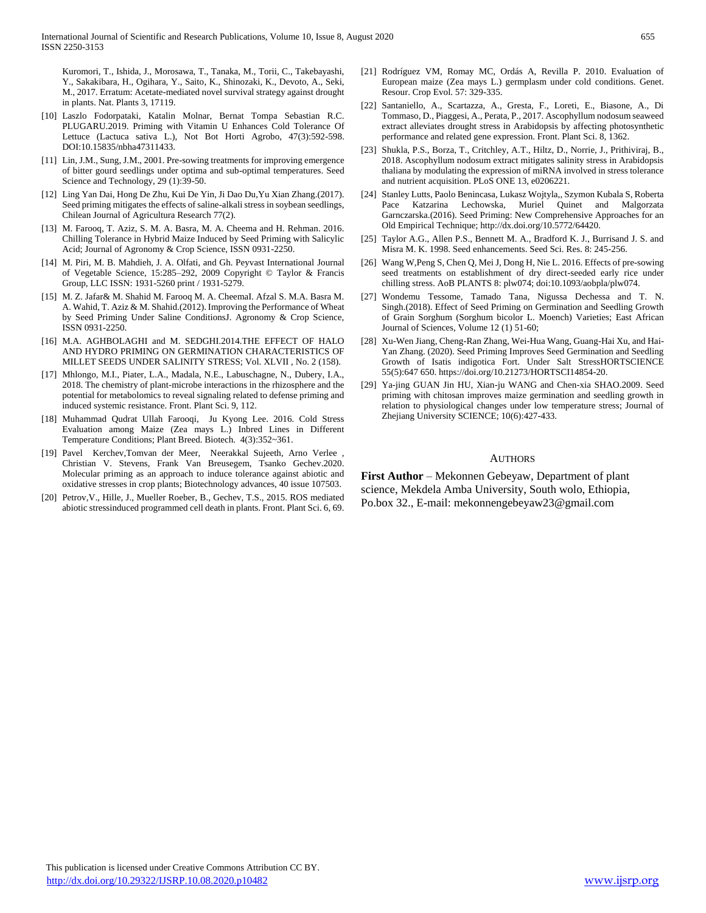Kuromori, T., Ishida, J., Morosawa, T., Tanaka, M., Torii, C., Takebayashi, Y., Sakakibara, H., Ogihara, Y., Saito, K., Shinozaki, K., Devoto, A., Seki, M., 2017. Erratum: Acetate-mediated novel survival strategy against drought in plants. Nat. Plants 3, 17119.

[10] Laszlo Fodorpataki, Katalin Molnar, Bernat Tompa Sebastian R.C. PLUGARU.2019. Priming with Vitamin U Enhances Cold Tolerance Of Lettuce (Lactuca sativa L.), Not Bot Horti Agrobo, 47(3):592-598. DOI:10.15835/nbha47311433.

[11] Lin, J.M., Sung, J.M., 2001. Pre-sowing treatments for improving emergence of bitter gourd seedlings under optima and sub-optimal temperatures. Seed Science and Technology, 29 (1):39-50.

[12] Ling Yan Dai, Hong De Zhu, Kui De Yin, Ji Dao Du,Yu Xian Zhang.(2017). Seed priming mitigates the effects of saline-alkali stress in soybean seedlings, Chilean Journal of Agricultura Research 77(2).

[13] M. Farooq, T. Aziz, S. M. A. Basra, M. A. Cheema and H. Rehman. 2016. Chilling Tolerance in Hybrid Maize Induced by Seed Priming with Salicylic Acid; Journal of Agronomy & Crop Science, ISSN 0931-2250.

[14] M. Piri, M. B. Mahdieh, J. A. Olfati, and Gh. Peyvast International Journal of Vegetable Science, 15:285–292, 2009 Copyright © Taylor & Francis Group, LLC ISSN: 1931-5260 print / 1931-5279.

[15] M. Z. Jafar& M. Shahid M. Farooq M. A. CheemaI. Afzal S. M.A. Basra M. A. Wahid, T. Aziz & M. Shahid.(2012). Improving the Performance of Wheat by Seed Priming Under Saline ConditionsJ. Agronomy & Crop Science, ISSN 0931-2250.

[16] M.A. AGHBOLAGHI and M. SEDGHI.2014.THE EFFECT OF HALO AND HYDRO PRIMING ON GERMINATION CHARACTERISTICS OF MILLET SEEDS UNDER SALINITY STRESS; Vol. XLVII , No. 2 (158).

[17] Mhlongo, M.I., Piater, L.A., Madala, N.E., Labuschagne, N., Dubery, I.A., 2018. The chemistry of plant-microbe interactions in the rhizosphere and the potential for metabolomics to reveal signaling related to defense priming and induced systemic resistance. Front. Plant Sci. 9, 112.

[18] Muhammad Qudrat Ullah Farooqi, Ju Kyong Lee. 2016. Cold Stress Evaluation among Maize (Zea mays L.) Inbred Lines in Different Temperature Conditions; Plant Breed. Biotech. 4(3):352~361.

[19] Pavel Kerchev,Tomvan der Meer, Neerakkal Sujeeth, Arno Verlee , Christian V. Stevens, Frank Van Breusegem, Tsanko Gechev.2020. Molecular priming as an approach to induce tolerance against abiotic and oxidative stresses in crop plants; Biotechnology advances, 40 issue 107503.

[20] Petrov,V., Hille, J., Mueller Roeber, B., Gechev, T.S., 2015. ROS mediated abiotic stressinduced programmed cell death in plants. Front. Plant Sci. 6, 69.

[21] Rodríguez VM, Romay MC, Ordás A, Revilla P. 2010. Evaluation of European maize (Zea mays L.) germplasm under cold conditions. Genet. Resour. Crop Evol. 57: 329-335.

[22] Santaniello, A., Scartazza, A., Gresta, F., Loreti, E., Biasone, A., Di Tommaso, D., Piaggesi, A., Perata, P., 2017. Ascophyllum nodosum seaweed extract alleviates drought stress in Arabidopsis by affecting photosynthetic performance and related gene expression. Front. Plant Sci. 8, 1362.

[23] Shukla, P.S., Borza, T., Critchley, A.T., Hiltz, D., Norrie, J., Prithiviraj, B., 2018. Ascophyllum nodosum extract mitigates salinity stress in Arabidopsis thaliana by modulating the expression of miRNA involved in stress tolerance and nutrient acquisition. PLoS ONE 13, e0206221.

[24] Stanley Lutts, Paolo Benincasa, Lukasz Wojtyla,, Szymon Kubala S, Roberta Pace Katzarina Lechowska, Muriel Quinet and Malgorzata Garnczarska.(2016). Seed Priming: New Comprehensive Approaches for an Old Empirical Technique; http://dx.doi.org/10.5772/64420.

[25] Taylor A.G., Allen P.S., Bennett M. A., Bradford K. J., Burrisand J. S. and Misra M. K. 1998. Seed enhancements. Seed Sci. Res. 8: 245-256.

[26] Wang W,Peng S, Chen Q, Mei J, Dong H, Nie L. 2016. Effects of pre-sowing seed treatments on establishment of dry direct-seeded early rice under chilling stress. AoB PLANTS 8: plw074; doi:10.1093/aobpla/plw074.

[27] Wondemu Tessome, Tamado Tana, Nigussa Dechessa and T. N. Singh.(2018). Effect of Seed Priming on Germination and Seedling Growth of Grain Sorghum (Sorghum bicolor L. Moench) Varieties; East African Journal of Sciences, Volume 12 (1) 51-60;

[28] Xu-Wen Jiang, Cheng-Ran Zhang, Wei-Hua Wang, Guang-Hai Xu, and Hai-Yan Zhang. (2020). Seed Priming Improves Seed Germination and Seedling Growth of Isatis indigotica Fort. Under Salt StressHORTSCIENCE 55(5):647 650. https://doi.org/10.21273/HORTSCI14854-20.

[29] Ya-jing GUAN Jin HU, Xian-ju WANG and Chen-xia SHAO.2009. Seed priming with chitosan improves maize germination and seedling growth in relation to physiological changes under low temperature stress; Journal of Zhejiang University SCIENCE; 10(6):427-433.

## AUTHORS

**First Author** – Mekonnen Gebeyaw, Department of plant science, Mekdela Amba University, South wolo, Ethiopia, Po.box 32., E-mail: mekonnengebeyaw23@gmail.com